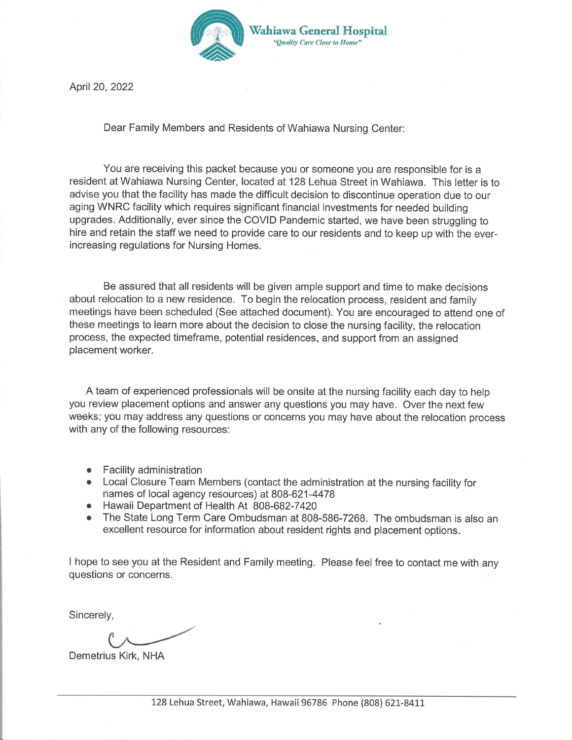**Wahiawa General Hospital**

*"Quality Care Close to Home"*

April 20, 2022

Dear Family Members and Residents of Wahiawa Nursing Center:

You are receiving this packet because you or someone you are responsible for is a resident at Wahiawa Nursing Center, located at 128 Lehua Street in Wahiawa. This letter is to advise you that the facility has made the difficult decision to discontinue operation due to our aging WNRC facility which requires significant financial investments for needed building upgrades. Additionally, ever since the COVID Pandemic started, we have been struggling to hire and retain the staff we need to provide care to our residents and to keep up with the ever-increasing regulations for Nursing Homes.

Be assured that all residents will be given ample support and time to make decisions about relocation to a new residence. To begin the relocation process, resident and family meetings have been scheduled (See attached document). You are encouraged to attend one of these meetings to learn more about the decision to close the nursing facility, the relocation process, the expected timeframe, potential residences, and support from an assigned placement worker.

A team of experienced professionals will be onsite at the nursing facility each day to help you review placement options and answer any questions you may have. Over the next few weeks; you may address any questions or concerns you may have about the relocation process with any of the following resources:

- Facility administration
- Local Closure Team Members (contact the administration at the nursing facility for names of local agency resources) at 808-621-4478
- Hawaii Department of Health At 808-682-7420
- The State Long Term Care Ombudsman at 808-586-7268. The ombudsman is also an excellent resource for information about resident rights and placement options.

I hope to see you at the Resident and Family meeting. Please feel free to contact me with any questions or concerns.

Sincerely,

Demetrius Kirk, NHA

128 Lehua Street, Wahiawa, Hawaii 96786 Phone (808) 621-8411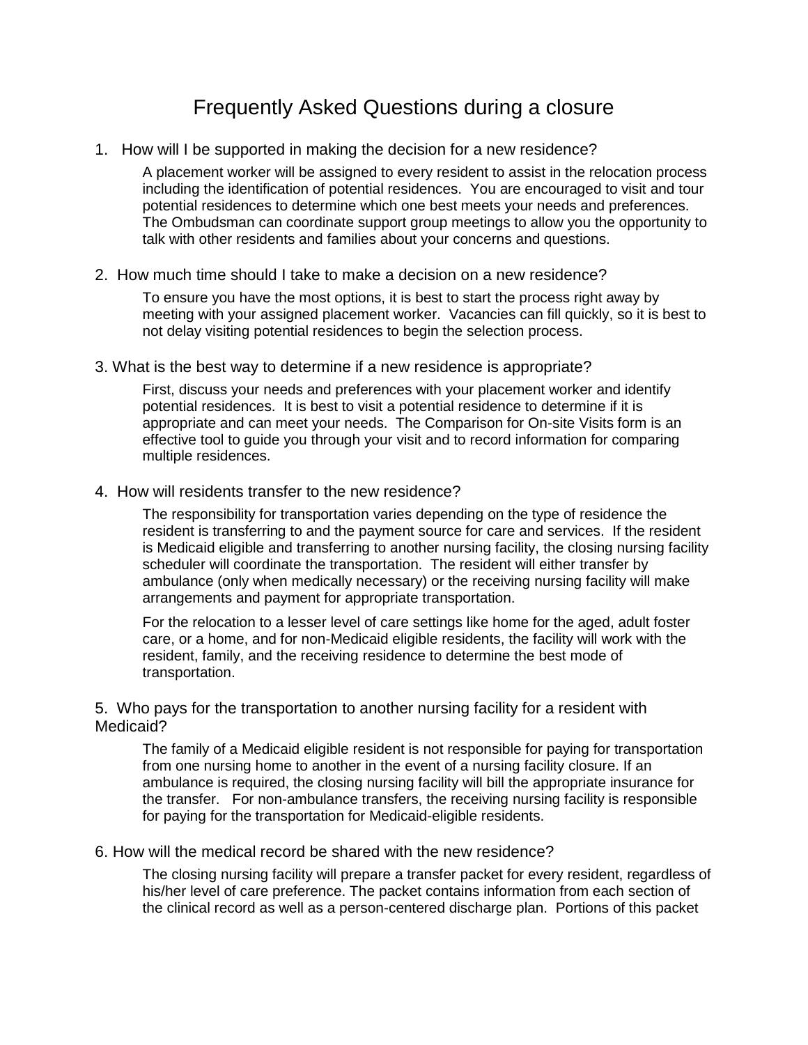# Frequently Asked Questions during a closure

1. How will I be supported in making the decision for a new residence?

   A placement worker will be assigned to every resident to assist in the relocation process including the identification of potential residences. You are encouraged to visit and tour potential residences to determine which one best meets your needs and preferences. The Ombudsman can coordinate support group meetings to allow you the opportunity to talk with other residents and families about your concerns and questions.

2. How much time should I take to make a decision on a new residence?

   To ensure you have the most options, it is best to start the process right away by meeting with your assigned placement worker. Vacancies can fill quickly, so it is best to not delay visiting potential residences to begin the selection process.

3. What is the best way to determine if a new residence is appropriate?

   First, discuss your needs and preferences with your placement worker and identify potential residences. It is best to visit a potential residence to determine if it is appropriate and can meet your needs. The Comparison for On-site Visits form is an effective tool to guide you through your visit and to record information for comparing multiple residences.

4. How will residents transfer to the new residence?

   The responsibility for transportation varies depending on the type of residence the resident is transferring to and the payment source for care and services. If the resident is Medicaid eligible and transferring to another nursing facility, the closing nursing facility scheduler will coordinate the transportation. The resident will either transfer by ambulance (only when medically necessary) or the receiving nursing facility will make arrangements and payment for appropriate transportation.

   For the relocation to a lesser level of care settings like home for the aged, adult foster care, or a home, and for non-Medicaid eligible residents, the facility will work with the resident, family, and the receiving residence to determine the best mode of transportation.

5. Who pays for the transportation to another nursing facility for a resident with Medicaid?

   The family of a Medicaid eligible resident is not responsible for paying for transportation from one nursing home to another in the event of a nursing facility closure. If an ambulance is required, the closing nursing facility will bill the appropriate insurance for the transfer. For non-ambulance transfers, the receiving nursing facility is responsible for paying for the transportation for Medicaid-eligible residents.

6. How will the medical record be shared with the new residence?

   The closing nursing facility will prepare a transfer packet for every resident, regardless of his/her level of care preference. The packet contains information from each section of the clinical record as well as a person-centered discharge plan. Portions of this packet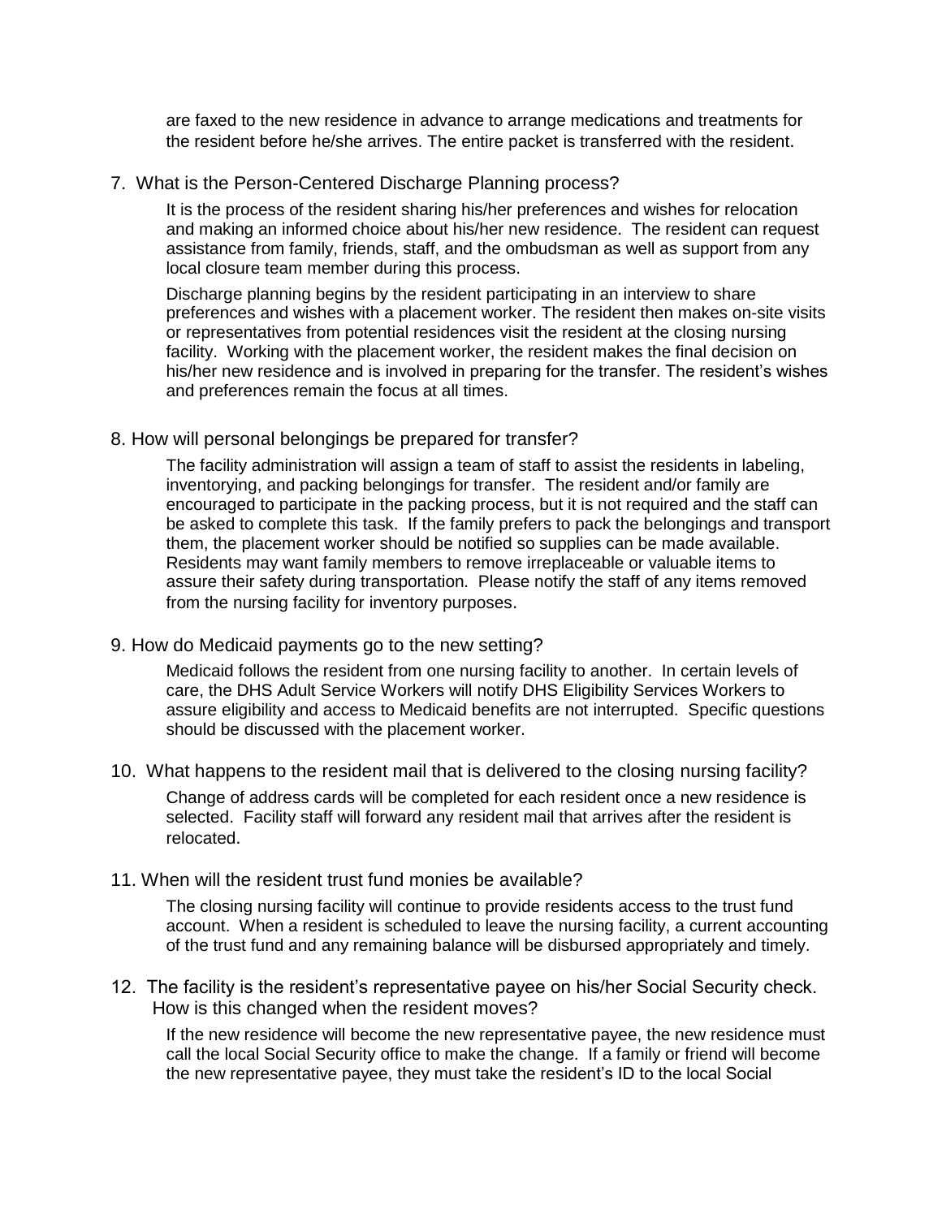are faxed to the new residence in advance to arrange medications and treatments for the resident before he/she arrives. The entire packet is transferred with the resident.

7. What is the Person-Centered Discharge Planning process?

   It is the process of the resident sharing his/her preferences and wishes for relocation and making an informed choice about his/her new residence. The resident can request assistance from family, friends, staff, and the ombudsman as well as support from any local closure team member during this process.

   Discharge planning begins by the resident participating in an interview to share preferences and wishes with a placement worker. The resident then makes on-site visits or representatives from potential residences visit the resident at the closing nursing facility. Working with the placement worker, the resident makes the final decision on his/her new residence and is involved in preparing for the transfer. The resident's wishes and preferences remain the focus at all times.

8. How will personal belongings be prepared for transfer?

   The facility administration will assign a team of staff to assist the residents in labeling, inventorying, and packing belongings for transfer. The resident and/or family are encouraged to participate in the packing process, but it is not required and the staff can be asked to complete this task. If the family prefers to pack the belongings and transport them, the placement worker should be notified so supplies can be made available. Residents may want family members to remove irreplaceable or valuable items to assure their safety during transportation. Please notify the staff of any items removed from the nursing facility for inventory purposes.

9. How do Medicaid payments go to the new setting?

   Medicaid follows the resident from one nursing facility to another. In certain levels of care, the DHS Adult Service Workers will notify DHS Eligibility Services Workers to assure eligibility and access to Medicaid benefits are not interrupted. Specific questions should be discussed with the placement worker.

10. What happens to the resident mail that is delivered to the closing nursing facility?

    Change of address cards will be completed for each resident once a new residence is selected. Facility staff will forward any resident mail that arrives after the resident is relocated.

11. When will the resident trust fund monies be available?

    The closing nursing facility will continue to provide residents access to the trust fund account. When a resident is scheduled to leave the nursing facility, a current accounting of the trust fund and any remaining balance will be disbursed appropriately and timely.

12. The facility is the resident's representative payee on his/her Social Security check. How is this changed when the resident moves?

    If the new residence will become the new representative payee, the new residence must call the local Social Security office to make the change. If a family or friend will become the new representative payee, they must take the resident's ID to the local Social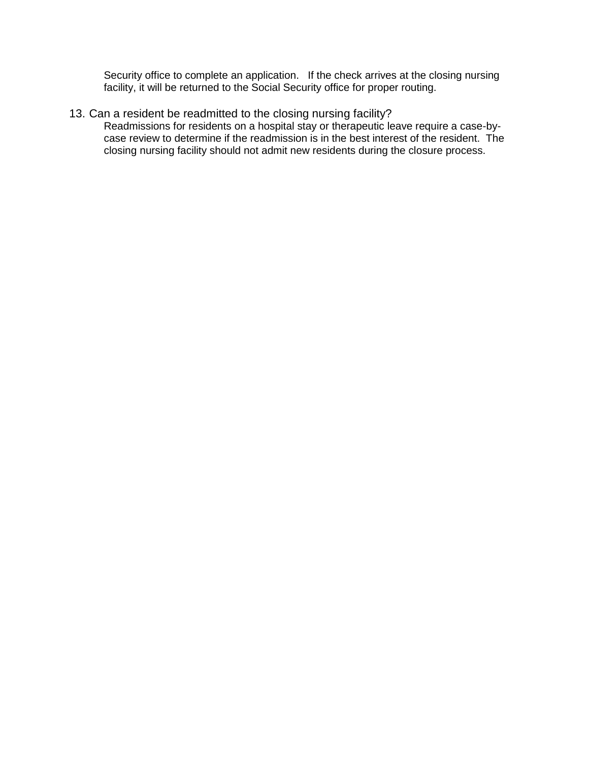Security office to complete an application. If the check arrives at the closing nursing facility, it will be returned to the Social Security office for proper routing.

13. Can a resident be readmitted to the closing nursing facility?

    Readmissions for residents on a hospital stay or therapeutic leave require a case-by-case review to determine if the readmission is in the best interest of the resident. The closing nursing facility should not admit new residents during the closure process.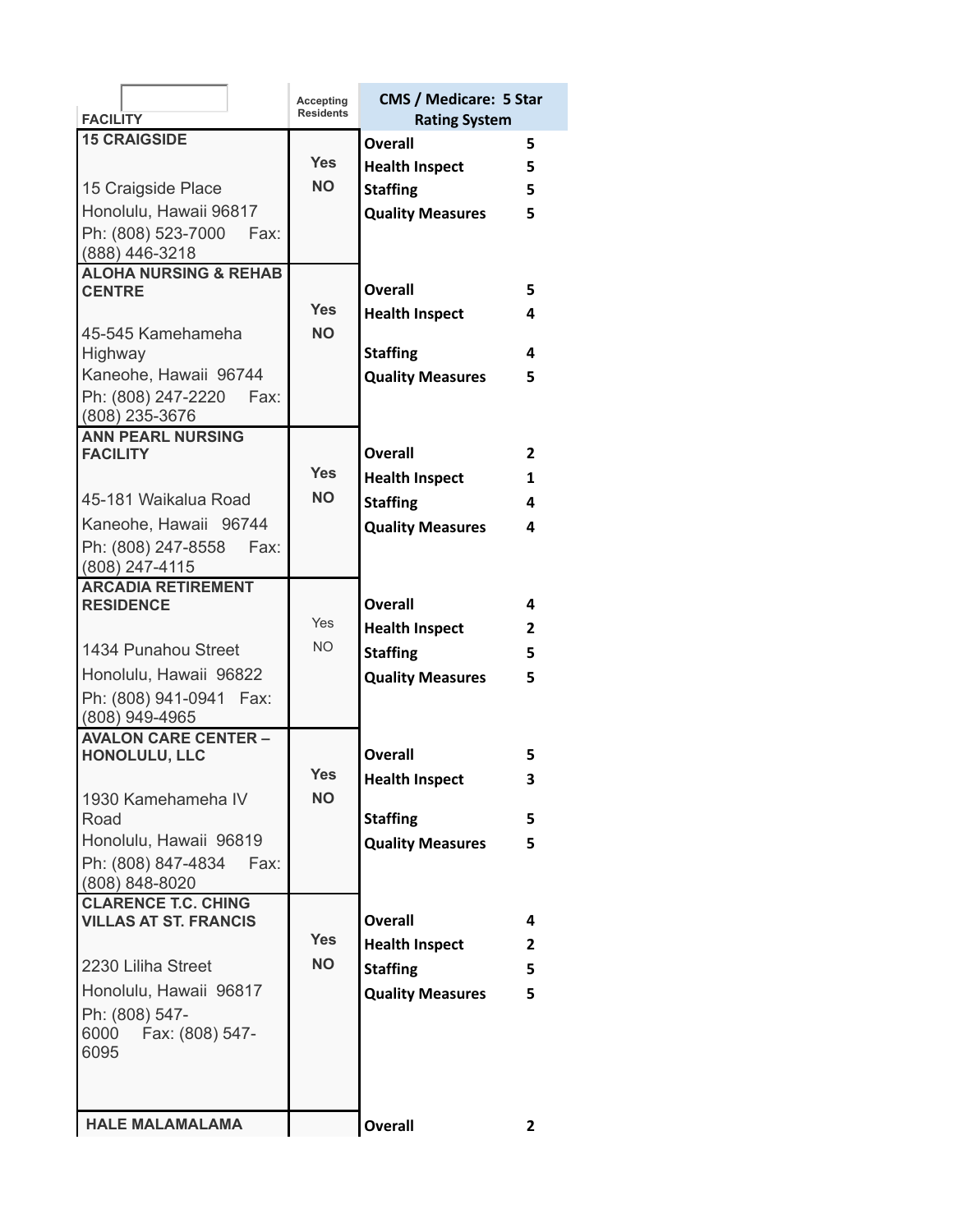| FACILITY | Accepting Residents | CMS / Medicare: 5 Star Rating System | |
|---|---|---|---|
| **15 CRAIGSIDE**<br><br>15 Craigside Place<br>Honolulu, Hawaii 96817<br>Ph: (808) 523-7000 Fax: (888) 446-3218 | **Yes**<br>**NO** | **Overall**<br>**Health Inspect**<br>**Staffing**<br>**Quality Measures** | 5<br>5<br>5<br>5 |
| **ALOHA NURSING & REHAB CENTRE**<br><br>45-545 Kamehameha Highway<br>Kaneohe, Hawaii 96744<br>Ph: (808) 247-2220 Fax: (808) 235-3676 | **Yes**<br>**NO** | **Overall**<br>**Health Inspect**<br>**Staffing**<br>**Quality Measures** | 5<br>4<br>4<br>5 |
| **ANN PEARL NURSING FACILITY**<br><br>45-181 Waikalua Road<br>Kaneohe, Hawaii 96744<br>Ph: (808) 247-8558 Fax: (808) 247-4115 | **Yes**<br>**NO** | **Overall**<br>**Health Inspect**<br>**Staffing**<br>**Quality Measures** | 2<br>1<br>4<br>4 |
| **ARCADIA RETIREMENT RESIDENCE**<br><br>1434 Punahou Street<br>Honolulu, Hawaii 96822<br>Ph: (808) 941-0941 Fax: (808) 949-4965 | Yes<br>NO | **Overall**<br>**Health Inspect**<br>**Staffing**<br>**Quality Measures** | 4<br>2<br>5<br>5 |
| **AVALON CARE CENTER – HONOLULU, LLC**<br><br>1930 Kamehameha IV Road<br>Honolulu, Hawaii 96819<br>Ph: (808) 847-4834 Fax: (808) 848-8020 | **Yes**<br>**NO** | **Overall**<br>**Health Inspect**<br>**Staffing**<br>**Quality Measures** | 5<br>3<br>5<br>5 |
| **CLARENCE T.C. CHING VILLAS AT ST. FRANCIS**<br><br>2230 Liliha Street<br>Honolulu, Hawaii 96817<br>Ph: (808) 547-6000 Fax: (808) 547-6095 | **Yes**<br>**NO** | **Overall**<br>**Health Inspect**<br>**Staffing**<br>**Quality Measures** | 4<br>2<br>5<br>5 |
| **HALE MALAMALAMA** | | **Overall** | 2 |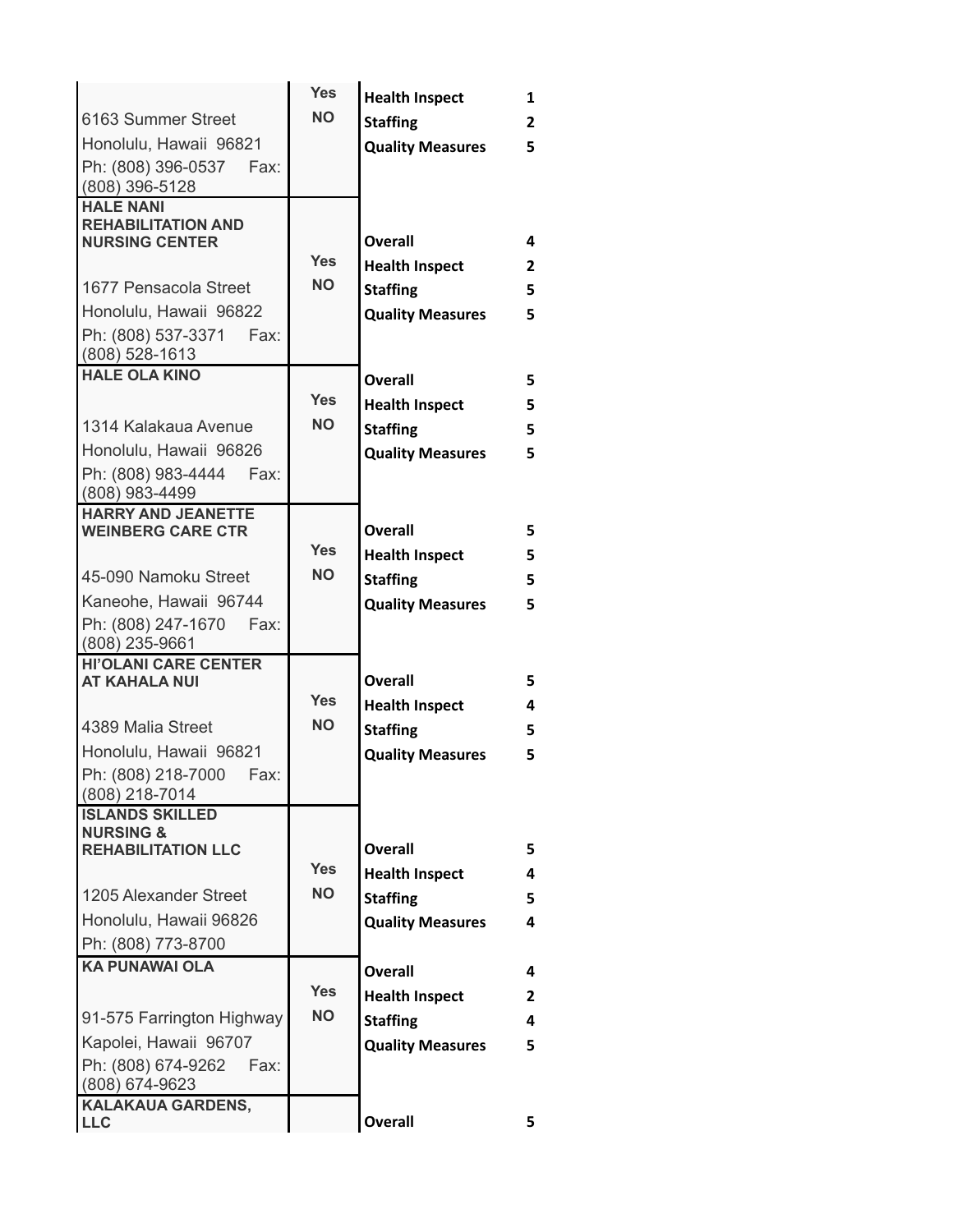| Facility | Yes/NO | Rating Category | Rating |
|---|---|---|---|
| | Yes | Health Inspect | 1 |
| 6163 Summer Street | NO | Staffing | 2 |
| Honolulu, Hawaii 96821 | | Quality Measures | 5 |
| Ph: (808) 396-0537 Fax: (808) 396-5128 | | | |
| **HALE NANI REHABILITATION AND NURSING CENTER** | | Overall | 4 |
| | Yes | Health Inspect | 2 |
| 1677 Pensacola Street | NO | Staffing | 5 |
| Honolulu, Hawaii 96822 | | Quality Measures | 5 |
| Ph: (808) 537-3371 Fax: (808) 528-1613 | | | |
| **HALE OLA KINO** | | Overall | 5 |
| | Yes | Health Inspect | 5 |
| 1314 Kalakaua Avenue | NO | Staffing | 5 |
| Honolulu, Hawaii 96826 | | Quality Measures | 5 |
| Ph: (808) 983-4444 Fax: (808) 983-4499 | | | |
| **HARRY AND JEANETTE WEINBERG CARE CTR** | | Overall | 5 |
| | Yes | Health Inspect | 5 |
| 45-090 Namoku Street | NO | Staffing | 5 |
| Kaneohe, Hawaii 96744 | | Quality Measures | 5 |
| Ph: (808) 247-1670 Fax: (808) 235-9661 | | | |
| **HI'OLANI CARE CENTER AT KAHALA NUI** | | Overall | 5 |
| | Yes | Health Inspect | 4 |
| 4389 Malia Street | NO | Staffing | 5 |
| Honolulu, Hawaii 96821 | | Quality Measures | 5 |
| Ph: (808) 218-7000 Fax: (808) 218-7014 | | | |
| **ISLANDS SKILLED NURSING & REHABILITATION LLC** | | Overall | 5 |
| | Yes | Health Inspect | 4 |
| 1205 Alexander Street | NO | Staffing | 5 |
| Honolulu, Hawaii 96826 | | Quality Measures | 4 |
| Ph: (808) 773-8700 | | | |
| **KA PUNAWAI OLA** | | Overall | 4 |
| | Yes | Health Inspect | 2 |
| 91-575 Farrington Highway | NO | Staffing | 4 |
| Kapolei, Hawaii 96707 | | Quality Measures | 5 |
| Ph: (808) 674-9262 Fax: (808) 674-9623 | | | |
| **KALAKAUA GARDENS, LLC** | | Overall | 5 |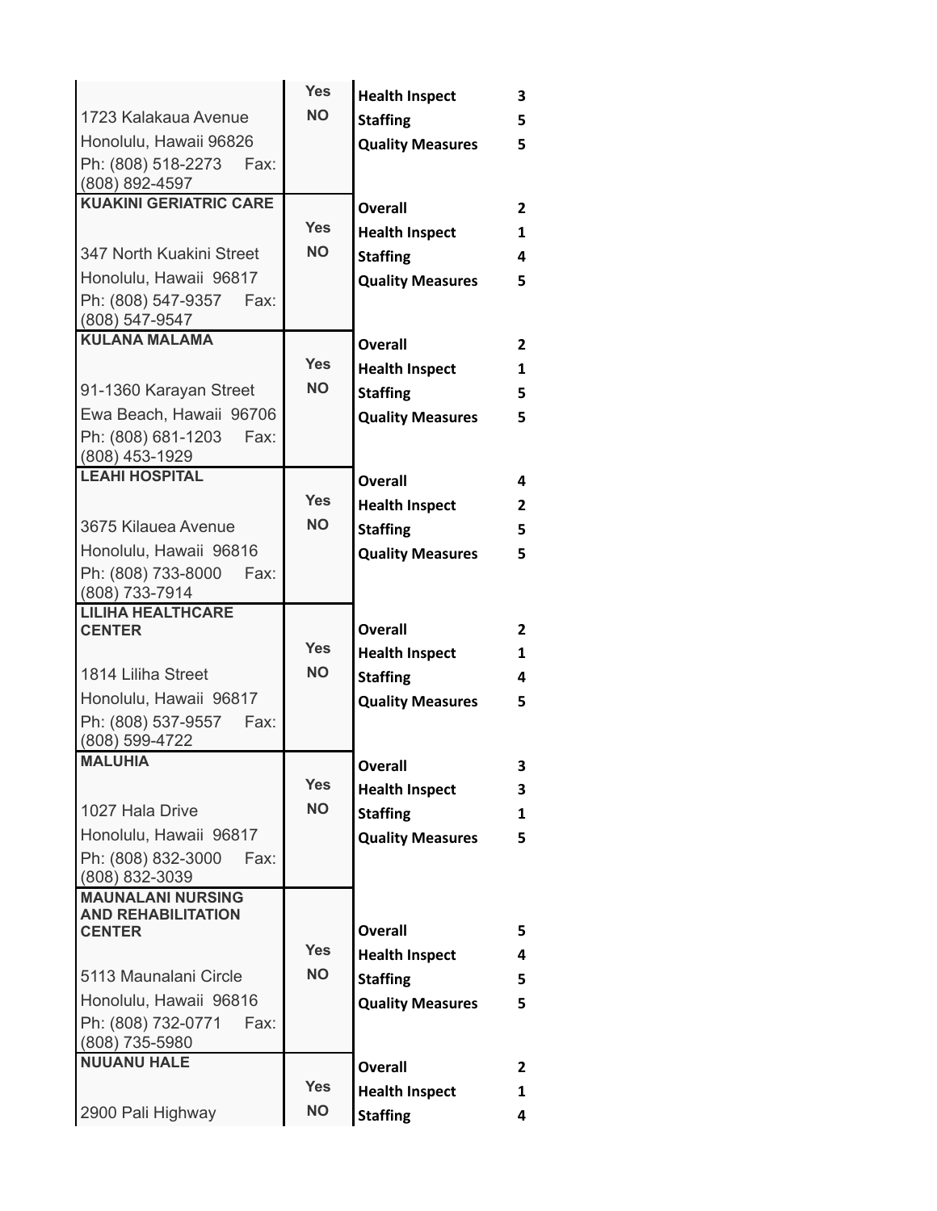| Facility | Medicare/Medicaid | Rating | Score |
|---|---|---|---|
| | Yes | **Health Inspect** | 3 |
| 1723 Kalakaua Avenue | NO | **Staffing** | 5 |
| Honolulu, Hawaii 96826 | | **Quality Measures** | 5 |
| Ph: (808) 518-2273 Fax: (808) 892-4597 | | | |
| **KUAKINI GERIATRIC CARE** | | **Overall** | 2 |
| | Yes | **Health Inspect** | 1 |
| 347 North Kuakini Street | NO | **Staffing** | 4 |
| Honolulu, Hawaii 96817 | | **Quality Measures** | 5 |
| Ph: (808) 547-9357 Fax: (808) 547-9547 | | | |
| **KULANA MALAMA** | | **Overall** | 2 |
| | Yes | **Health Inspect** | 1 |
| 91-1360 Karayan Street | NO | **Staffing** | 5 |
| Ewa Beach, Hawaii 96706 | | **Quality Measures** | 5 |
| Ph: (808) 681-1203 Fax: (808) 453-1929 | | | |
| **LEAHI HOSPITAL** | | **Overall** | 4 |
| | Yes | **Health Inspect** | 2 |
| 3675 Kilauea Avenue | NO | **Staffing** | 5 |
| Honolulu, Hawaii 96816 | | **Quality Measures** | 5 |
| Ph: (808) 733-8000 Fax: (808) 733-7914 | | | |
| **LILIHA HEALTHCARE CENTER** | | **Overall** | 2 |
| | Yes | **Health Inspect** | 1 |
| 1814 Liliha Street | NO | **Staffing** | 4 |
| Honolulu, Hawaii 96817 | | **Quality Measures** | 5 |
| Ph: (808) 537-9557 Fax: (808) 599-4722 | | | |
| **MALUHIA** | | **Overall** | 3 |
| | Yes | **Health Inspect** | 3 |
| 1027 Hala Drive | NO | **Staffing** | 1 |
| Honolulu, Hawaii 96817 | | **Quality Measures** | 5 |
| Ph: (808) 832-3000 Fax: (808) 832-3039 | | | |
| **MAUNALANI NURSING AND REHABILITATION CENTER** | | **Overall** | 5 |
| | Yes | **Health Inspect** | 4 |
| 5113 Maunalani Circle | NO | **Staffing** | 5 |
| Honolulu, Hawaii 96816 | | **Quality Measures** | 5 |
| Ph: (808) 732-0771 Fax: (808) 735-5980 | | | |
| **NUUANU HALE** | | **Overall** | 2 |
| | Yes | **Health Inspect** | 1 |
| 2900 Pali Highway | NO | **Staffing** | 4 |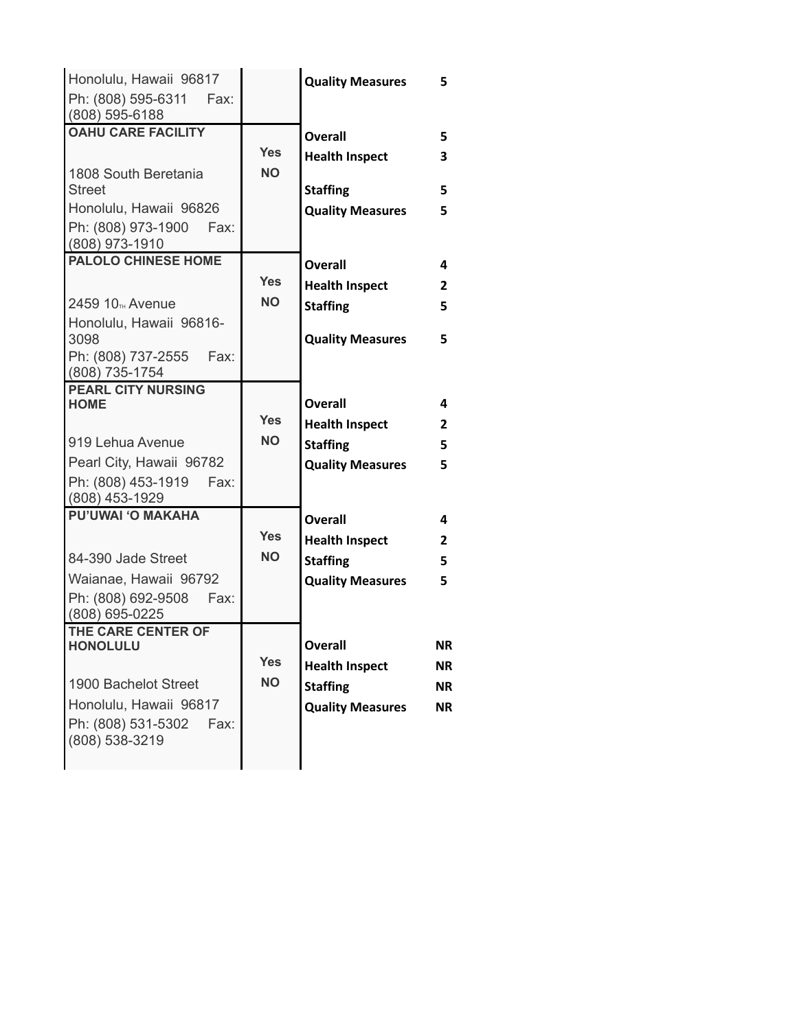| Facility | | Rating | |
|---|---|---|---|
| Honolulu, Hawaii 96817<br>Ph: (808) 595-6311 Fax: (808) 595-6188 | | **Quality Measures** | **5** |
| **OAHU CARE FACILITY**<br><br>1808 South Beretania Street<br>Honolulu, Hawaii 96826<br>Ph: (808) 973-1900 Fax: (808) 973-1910 | **Yes**<br>**NO** | **Overall**<br>**Health Inspect**<br>**Staffing**<br>**Quality Measures** | **5**<br>**3**<br>**5**<br>**5** |
| **PALOLO CHINESE HOME**<br><br>2459 10TH Avenue<br>Honolulu, Hawaii 96816-3098<br>Ph: (808) 737-2555 Fax: (808) 735-1754 | **Yes**<br>**NO** | **Overall**<br>**Health Inspect**<br>**Staffing**<br>**Quality Measures** | **4**<br>**2**<br>**5**<br>**5** |
| **PEARL CITY NURSING HOME**<br><br>919 Lehua Avenue<br>Pearl City, Hawaii 96782<br>Ph: (808) 453-1919 Fax: (808) 453-1929 | **Yes**<br>**NO** | **Overall**<br>**Health Inspect**<br>**Staffing**<br>**Quality Measures** | **4**<br>**2**<br>**5**<br>**5** |
| **PU'UWAI 'O MAKAHA**<br><br>84-390 Jade Street<br>Waianae, Hawaii 96792<br>Ph: (808) 692-9508 Fax: (808) 695-0225 | **Yes**<br>**NO** | **Overall**<br>**Health Inspect**<br>**Staffing**<br>**Quality Measures** | **4**<br>**2**<br>**5**<br>**5** |
| **THE CARE CENTER OF HONOLULU**<br><br>1900 Bachelot Street<br>Honolulu, Hawaii 96817<br>Ph: (808) 531-5302 Fax: (808) 538-3219 | **Yes**<br>**NO** | **Overall**<br>**Health Inspect**<br>**Staffing**<br>**Quality Measures** | **NR**<br>**NR**<br>**NR**<br>**NR** |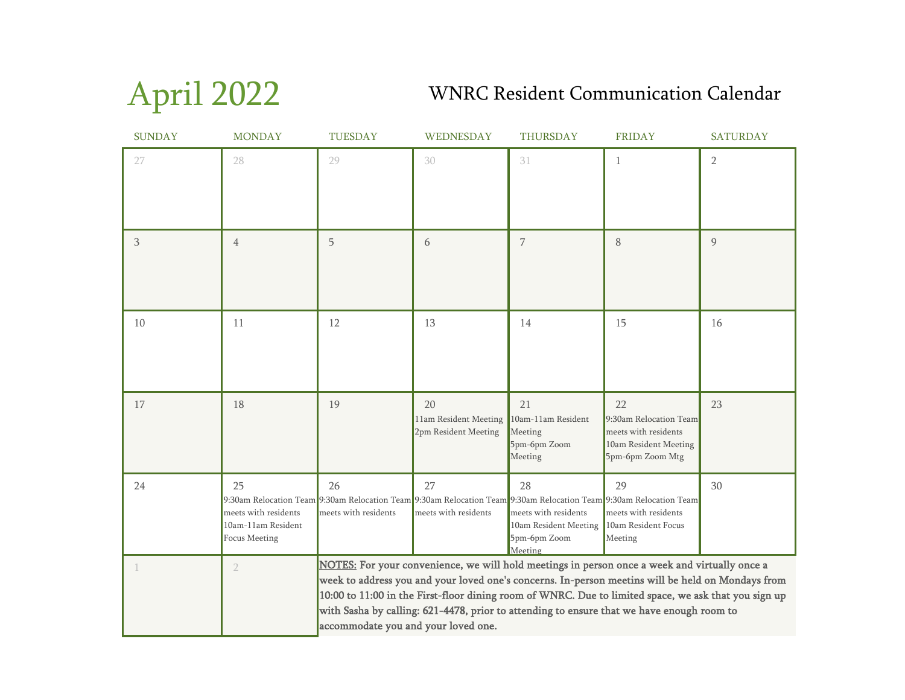# April 2022

## WNRC Resident Communication Calendar

| SUNDAY | MONDAY | TUESDAY | WEDNESDAY | THURSDAY | FRIDAY | SATURDAY |
|---|---|---|---|---|---|---|
| 27 | 28 | 29 | 30 | 31 | 1 | 2 |
| 3 | 4 | 5 | 6 | 7 | 8 | 9 |
| 10 | 11 | 12 | 13 | 14 | 15 | 16 |
| 17 | 18 | 19 | 20<br>11am Resident Meeting<br>2pm Resident Meeting | 21<br>10am-11am Resident Meeting<br>5pm-6pm Zoom Meeting | 22<br>9:30am Relocation Team meets with residents<br>10am Resident Meeting<br>5pm-6pm Zoom Mtg | 23 |
| 24 | 25<br>9:30am Relocation Team meets with residents<br>10am-11am Resident Focus Meeting | 26<br>9:30am Relocation Team meets with residents | 27<br>9:30am Relocation Team meets with residents | 28<br>9:30am Relocation Team meets with residents<br>10am Resident Meeting<br>5pm-6pm Zoom Meeting | 29<br>9:30am Relocation Team meets with residents<br>10am Resident Focus Meeting | 30 |
| 1 | 2 | | | | | |

**NOTES:** For your convenience, we will hold meetings in person once a week and virtually once a week to address you and your loved one's concerns. In-person meetins will be held on Mondays from 10:00 to 11:00 in the First-floor dining room of WNRC. Due to limited space, we ask that you sign up with Sasha by calling: 621-4478, prior to attending to ensure that we have enough room to accommodate you and your loved one.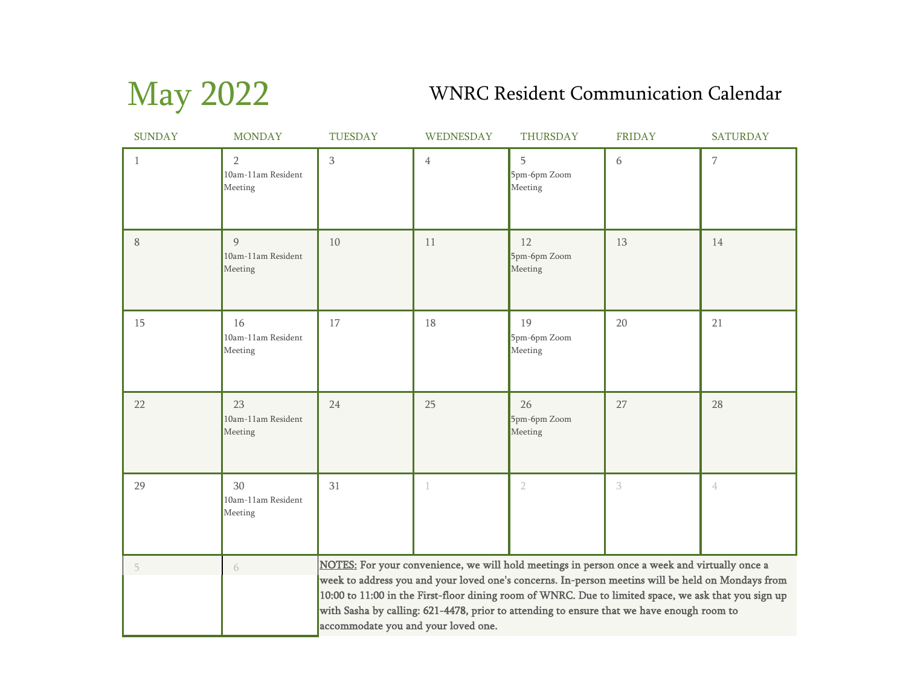# May 2022

## WNRC Resident Communication Calendar

| SUNDAY | MONDAY | TUESDAY | WEDNESDAY | THURSDAY | FRIDAY | SATURDAY |
|---|---|---|---|---|---|---|
| 1 | 2 10am-11am Resident Meeting | 3 | 4 | 5 5pm-6pm Zoom Meeting | 6 | 7 |
| 8 | 9 10am-11am Resident Meeting | 10 | 11 | 12 5pm-6pm Zoom Meeting | 13 | 14 |
| 15 | 16 10am-11am Resident Meeting | 17 | 18 | 19 5pm-6pm Zoom Meeting | 20 | 21 |
| 22 | 23 10am-11am Resident Meeting | 24 | 25 | 26 5pm-6pm Zoom Meeting | 27 | 28 |
| 29 | 30 10am-11am Resident Meeting | 31 | 1 | 2 | 3 | 4 |
| 5 | 6 | | | | | |

**NOTES:** For your convenience, we will hold meetings in person once a week and virtually once a week to address you and your loved one's concerns. In-person meetins will be held on Mondays from 10:00 to 11:00 in the First-floor dining room of WNRC. Due to limited space, we ask that you sign up with Sasha by calling: 621-4478, prior to attending to ensure that we have enough room to accommodate you and your loved one.